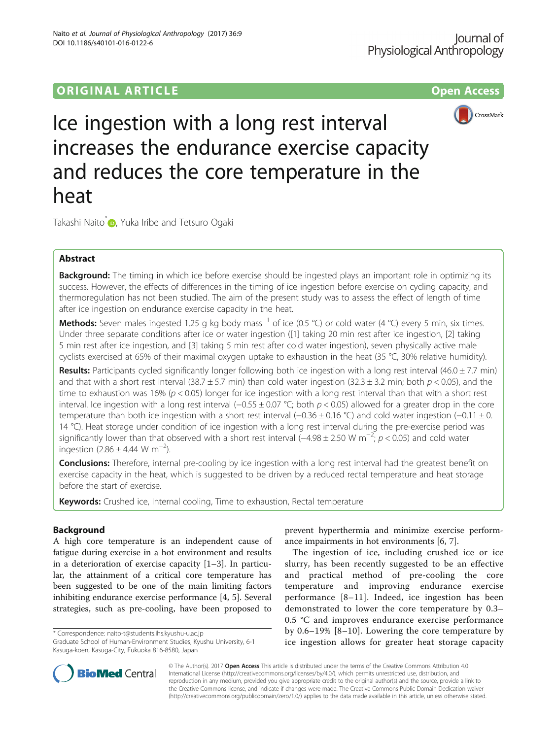ORIGINAL ARTICLE Open Access

# Ice ingestion with a long rest interval increases the endurance exercise capacity and reduces the core temperature in the heat

Takashi Naito*, Yuka Iribe and Tetsuro Ogaki

## Abstract

**Background:** The timing in which ice before exercise should be ingested plays an important role in optimizing its success. However, the effects of differences in the timing of ice ingestion before exercise on cycling capacity, and thermoregulation has not been studied. The aim of the present study was to assess the effect of length of time after ice ingestion on endurance exercise capacity in the heat.

**Methods:** Seven males ingested 1.25 g kg body mass$^{-1}$ of ice (0.5 °C) or cold water (4 °C) every 5 min, six times. Under three separate conditions after ice or water ingestion ([1] taking 20 min rest after ice ingestion, [2] taking 5 min rest after ice ingestion, and [3] taking 5 min rest after cold water ingestion), seven physically active male cyclists exercised at 65% of their maximal oxygen uptake to exhaustion in the heat (35 °C, 30% relative humidity).

**Results:** Participants cycled significantly longer following both ice ingestion with a long rest interval (46.0 ± 7.7 min) and that with a short rest interval (38.7 ± 5.7 min) than cold water ingestion (32.3 ± 3.2 min; both $p < 0.05$), and the time to exhaustion was 16% ($p < 0.05$) longer for ice ingestion with a long rest interval than that with a short rest interval. Ice ingestion with a long rest interval (−0.55 ± 0.07 °C; both $p < 0.05$) allowed for a greater drop in the core temperature than both ice ingestion with a short rest interval (−0.36 ± 0.16 °C) and cold water ingestion (−0.11 ± 0.14 °C). Heat storage under condition of ice ingestion with a long rest interval during the pre-exercise period was significantly lower than that observed with a short rest interval (−4.98 ± 2.50 W m$^{-2}$; $p < 0.05$) and cold water ingestion (2.86 ± 4.44 W m$^{-2}$).

**Conclusions:** Therefore, internal pre-cooling by ice ingestion with a long rest interval had the greatest benefit on exercise capacity in the heat, which is suggested to be driven by a reduced rectal temperature and heat storage before the start of exercise.

**Keywords:** Crushed ice, Internal cooling, Time to exhaustion, Rectal temperature

## Background

A high core temperature is an independent cause of fatigue during exercise in a hot environment and results in a deterioration of exercise capacity [1–3]. In particular, the attainment of a critical core temperature has been suggested to be one of the main limiting factors inhibiting endurance exercise performance [4, 5]. Several strategies, such as pre-cooling, have been proposed to prevent hyperthermia and minimize exercise performance impairments in hot environments [6, 7].

The ingestion of ice, including crushed ice or ice slurry, has been recently suggested to be an effective and practical method of pre-cooling the core temperature and improving endurance exercise performance [8–11]. Indeed, ice ingestion has been demonstrated to lower the core temperature by 0.3–0.5 °C and improves endurance exercise performance by 0.6–19% [8–10]. Lowering the core temperature by ice ingestion allows for greater heat storage capacity

\* Correspondence: naito-t@students.ihs.kyushu-u.ac.jp
Graduate School of Human-Environment Studies, Kyushu University, 6-1 Kasuga-koen, Kasuga-City, Fukuoka 816-8580, Japan

© The Author(s). 2017 **Open Access** This article is distributed under the terms of the Creative Commons Attribution 4.0 International License (http://creativecommons.org/licenses/by/4.0/), which permits unrestricted use, distribution, and reproduction in any medium, provided you give appropriate credit to the original author(s) and the source, provide a link to the Creative Commons license, and indicate if changes were made. The Creative Commons Public Domain Dedication waiver (http://creativecommons.org/publicdomain/zero/1.0/) applies to the data made available in this article, unless otherwise stated.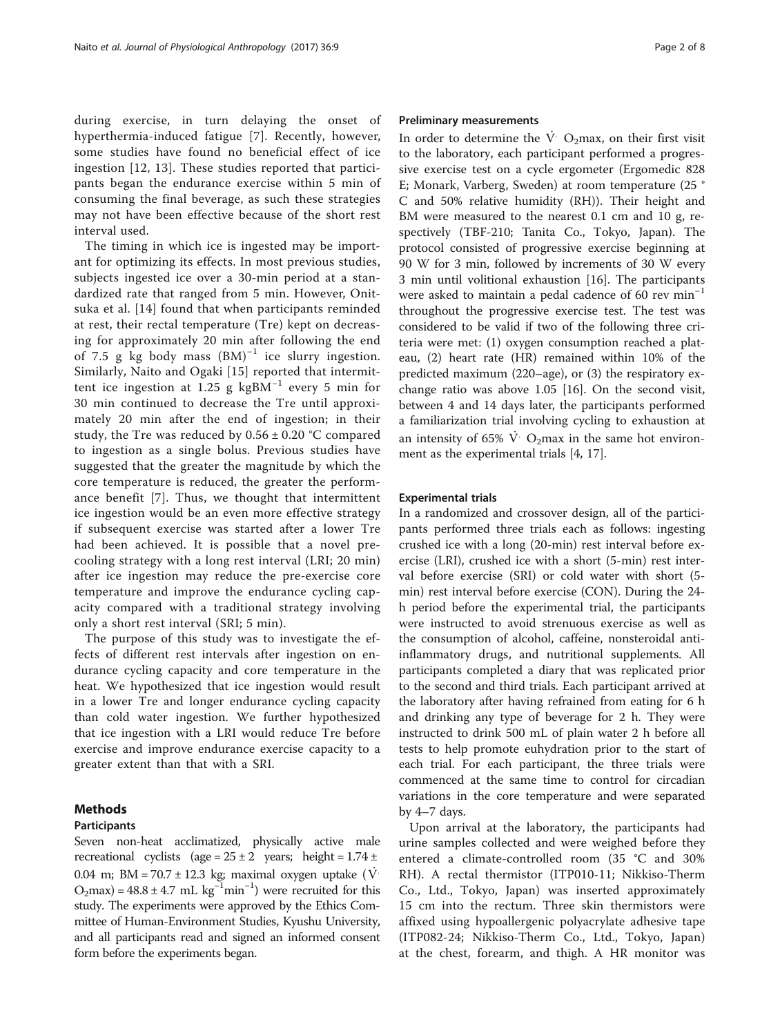during exercise, in turn delaying the onset of hyperthermia-induced fatigue [7]. Recently, however, some studies have found no beneficial effect of ice ingestion [12, 13]. These studies reported that participants began the endurance exercise within 5 min of consuming the final beverage, as such these strategies may not have been effective because of the short rest interval used.

The timing in which ice is ingested may be important for optimizing its effects. In most previous studies, subjects ingested ice over a 30-min period at a standardized rate that ranged from 5 min. However, Onitsuka et al. [14] found that when participants reminded at rest, their rectal temperature (Tre) kept on decreasing for approximately 20 min after following the end of 7.5 g kg body mass $(BM)^{-1}$ ice slurry ingestion. Similarly, Naito and Ogaki [15] reported that intermittent ice ingestion at 1.25 g $kgBM^{-1}$ every 5 min for 30 min continued to decrease the Tre until approximately 20 min after the end of ingestion; in their study, the Tre was reduced by 0.56 ± 0.20 °C compared to ingestion as a single bolus. Previous studies have suggested that the greater the magnitude by which the core temperature is reduced, the greater the performance benefit [7]. Thus, we thought that intermittent ice ingestion would be an even more effective strategy if subsequent exercise was started after a lower Tre had been achieved. It is possible that a novel precooling strategy with a long rest interval (LRI; 20 min) after ice ingestion may reduce the pre-exercise core temperature and improve the endurance cycling capacity compared with a traditional strategy involving only a short rest interval (SRI; 5 min).

The purpose of this study was to investigate the effects of different rest intervals after ingestion on endurance cycling capacity and core temperature in the heat. We hypothesized that ice ingestion would result in a lower Tre and longer endurance cycling capacity than cold water ingestion. We further hypothesized that ice ingestion with a LRI would reduce Tre before exercise and improve endurance exercise capacity to a greater extent than that with a SRI.

## Methods

### Participants

Seven non-heat acclimatized, physically active male recreational cyclists (age = 25 ± 2 years; height = 1.74 ± 0.04 m; BM = 70.7 ± 12.3 kg; maximal oxygen uptake ($\dot{V}O_2max$) = 48.8 ± 4.7 mL $kg^{-1}min^{-1}$) were recruited for this study. The experiments were approved by the Ethics Committee of Human-Environment Studies, Kyushu University, and all participants read and signed an informed consent form before the experiments began.

### Preliminary measurements

In order to determine the $\dot{V}O_2max$, on their first visit to the laboratory, each participant performed a progressive exercise test on a cycle ergometer (Ergomedic 828 E; Monark, Varberg, Sweden) at room temperature (25 °C and 50% relative humidity (RH)). Their height and BM were measured to the nearest 0.1 cm and 10 g, respectively (TBF-210; Tanita Co., Tokyo, Japan). The protocol consisted of progressive exercise beginning at 90 W for 3 min, followed by increments of 30 W every 3 min until volitional exhaustion [16]. The participants were asked to maintain a pedal cadence of 60 rev $min^{-1}$ throughout the progressive exercise test. The test was considered to be valid if two of the following three criteria were met: (1) oxygen consumption reached a plateau, (2) heart rate (HR) remained within 10% of the predicted maximum (220–age), or (3) the respiratory exchange ratio was above 1.05 [16]. On the second visit, between 4 and 14 days later, the participants performed a familiarization trial involving cycling to exhaustion at an intensity of 65% $\dot{V}O_2max$ in the same hot environment as the experimental trials [4, 17].

### Experimental trials

In a randomized and crossover design, all of the participants performed three trials each as follows: ingesting crushed ice with a long (20-min) rest interval before exercise (LRI), crushed ice with a short (5-min) rest interval before exercise (SRI) or cold water with short (5-min) rest interval before exercise (CON). During the 24-h period before the experimental trial, the participants were instructed to avoid strenuous exercise as well as the consumption of alcohol, caffeine, nonsteroidal anti-inflammatory drugs, and nutritional supplements. All participants completed a diary that was replicated prior to the second and third trials. Each participant arrived at the laboratory after having refrained from eating for 6 h and drinking any type of beverage for 2 h. They were instructed to drink 500 mL of plain water 2 h before all tests to help promote euhydration prior to the start of each trial. For each participant, the three trials were commenced at the same time to control for circadian variations in the core temperature and were separated by 4–7 days.

Upon arrival at the laboratory, the participants had urine samples collected and were weighed before they entered a climate-controlled room (35 °C and 30% RH). A rectal thermistor (ITP010-11; Nikkiso-Therm Co., Ltd., Tokyo, Japan) was inserted approximately 15 cm into the rectum. Three skin thermistors were affixed using hypoallergenic polyacrylate adhesive tape (ITP082-24; Nikkiso-Therm Co., Ltd., Tokyo, Japan) at the chest, forearm, and thigh. A HR monitor was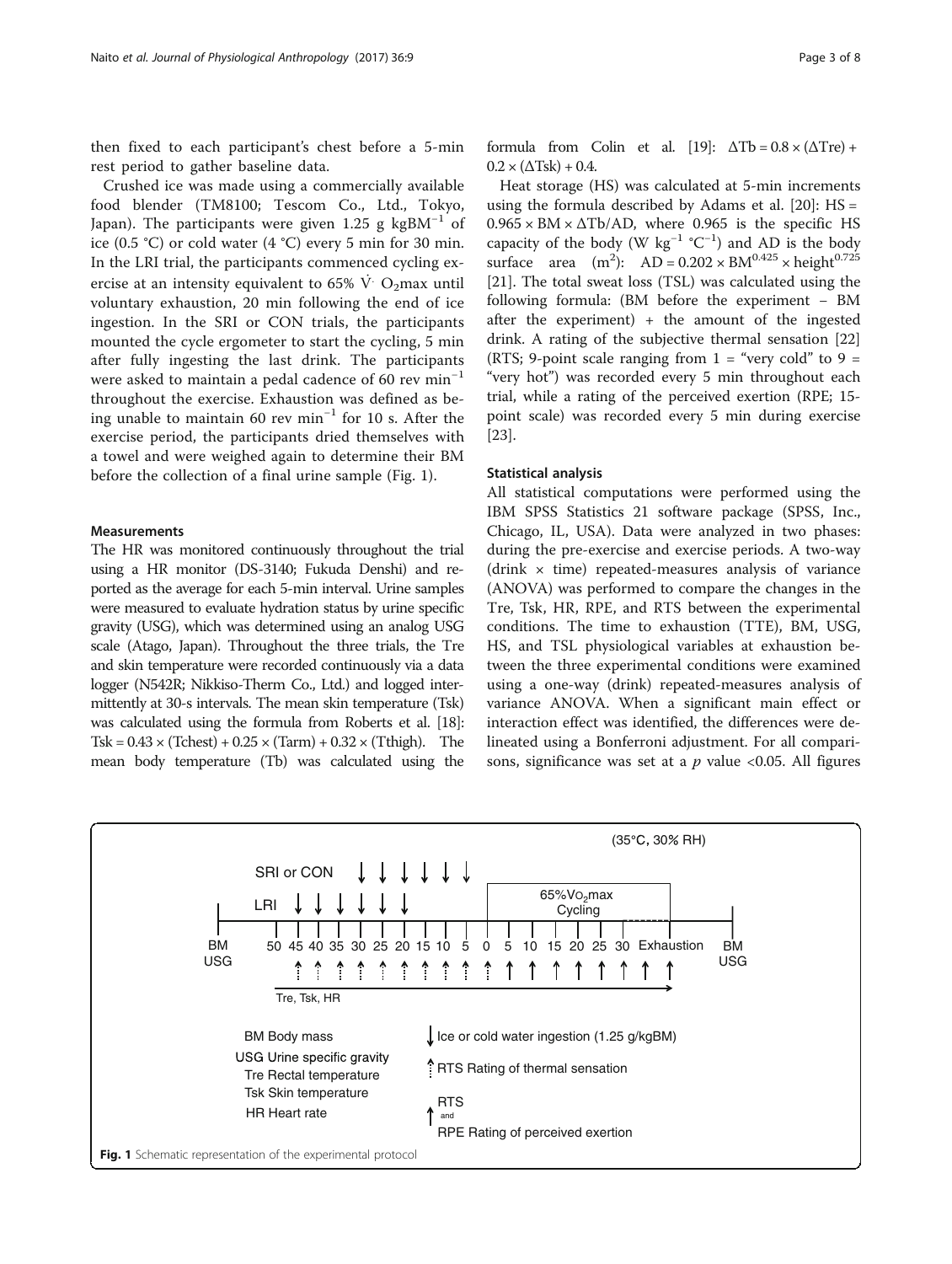then fixed to each participant's chest before a 5-min rest period to gather baseline data.

Crushed ice was made using a commercially available food blender (TM8100; Tescom Co., Ltd., Tokyo, Japan). The participants were given 1.25 g $kgBM^{-1}$ of ice (0.5 °C) or cold water (4 °C) every 5 min for 30 min. In the LRI trial, the participants commenced cycling exercise at an intensity equivalent to 65% $\dot{V}O_2max$ until voluntary exhaustion, 20 min following the end of ice ingestion. In the SRI or CON trials, the participants mounted the cycle ergometer to start the cycling, 5 min after fully ingesting the last drink. The participants were asked to maintain a pedal cadence of 60 rev $min^{-1}$ throughout the exercise. Exhaustion was defined as being unable to maintain 60 rev $min^{-1}$ for 10 s. After the exercise period, the participants dried themselves with a towel and were weighed again to determine their BM before the collection of a final urine sample (Fig. 1).

### Measurements

The HR was monitored continuously throughout the trial using a HR monitor (DS-3140; Fukuda Denshi) and reported as the average for each 5-min interval. Urine samples were measured to evaluate hydration status by urine specific gravity (USG), which was determined using an analog USG scale (Atago, Japan). Throughout the three trials, the Tre and skin temperature were recorded continuously via a data logger (N542R; Nikkiso-Therm Co., Ltd.) and logged intermittently at 30-s intervals. The mean skin temperature (Tsk) was calculated using the formula from Roberts et al. [18]: $Tsk = 0.43 \times (Tchest) + 0.25 \times (Tarm) + 0.32 \times (Tthigh)$. The mean body temperature (Tb) was calculated using the formula from Colin et al. [19]: $\Delta Tb = 0.8 \times (\Delta Tre) + 0.2 \times (\Delta Tsk) + 0.4$.

Heat storage (HS) was calculated at 5-min increments using the formula described by Adams et al. [20]: $HS = 0.965 \times BM \times \Delta Tb/AD$, where 0.965 is the specific HS capacity of the body ($W\ kg^{-1}\ {}^{\circ}C^{-1}$) and AD is the body surface area ($m^2$): $AD = 0.202 \times BM^{0.425} \times height^{0.725}$ [21]. The total sweat loss (TSL) was calculated using the following formula: (BM before the experiment − BM after the experiment) + the amount of the ingested drink. A rating of the subjective thermal sensation [22] (RTS; 9-point scale ranging from 1 = "very cold" to 9 = "very hot") was recorded every 5 min throughout each trial, while a rating of the perceived exertion (RPE; 15-point scale) was recorded every 5 min during exercise [23].

### Statistical analysis

All statistical computations were performed using the IBM SPSS Statistics 21 software package (SPSS, Inc., Chicago, IL, USA). Data were analyzed in two phases: during the pre-exercise and exercise periods. A two-way (drink × time) repeated-measures analysis of variance (ANOVA) was performed to compare the changes in the Tre, Tsk, HR, RPE, and RTS between the experimental conditions. The time to exhaustion (TTE), BM, USG, HS, and TSL physiological variables at exhaustion between the three experimental conditions were examined using a one-way (drink) repeated-measures analysis of variance ANOVA. When a significant main effect or interaction effect was identified, the differences were delineated using a Bonferroni adjustment. For all comparisons, significance was set at a $p$ value <0.05. All figures

**Fig. 1** Schematic representation of the experimental protocol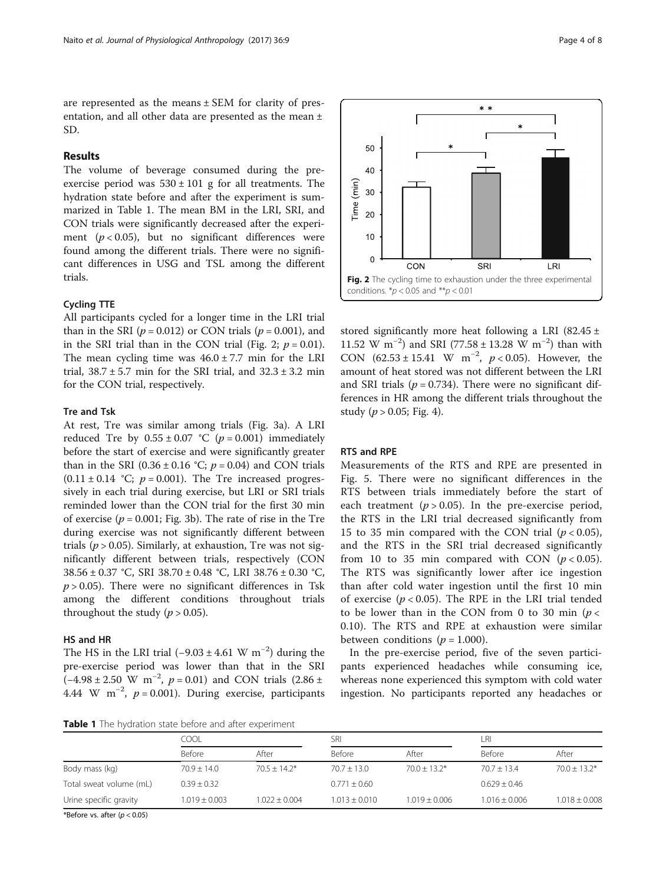are represented as the means ± SEM for clarity of presentation, and all other data are presented as the mean ± SD.

## Results

The volume of beverage consumed during the pre-exercise period was 530 ± 101 g for all treatments. The hydration state before and after the experiment is summarized in Table 1. The mean BM in the LRI, SRI, and CON trials were significantly decreased after the experiment ($p < 0.05$), but no significant differences were found among the different trials. There were no significant differences in USG and TSL among the different trials.

### Cycling TTE

All participants cycled for a longer time in the LRI trial than in the SRI ($p = 0.012$) or CON trials ($p = 0.001$), and in the SRI trial than in the CON trial (Fig. 2; $p = 0.01$). The mean cycling time was 46.0 ± 7.7 min for the LRI trial, 38.7 ± 5.7 min for the SRI trial, and 32.3 ± 3.2 min for the CON trial, respectively.

**Fig. 2** The cycling time to exhaustion under the three experimental conditions. *$p < 0.05$ and **$p < 0.01$

### Tre and Tsk

At rest, Tre was similar among trials (Fig. 3a). A LRI reduced Tre by 0.55 ± 0.07 °C ($p = 0.001$) immediately before the start of exercise and were significantly greater than in the SRI (0.36 ± 0.16 °C; $p = 0.04$) and CON trials (0.11 ± 0.14 °C; $p = 0.001$). The Tre increased progressively in each trial during exercise, but LRI or SRI trials reminded lower than the CON trial for the first 30 min of exercise ($p = 0.001$; Fig. 3b). The rate of rise in the Tre during exercise was not significantly different between trials ($p > 0.05$). Similarly, at exhaustion, Tre was not significantly different between trials, respectively (CON 38.56 ± 0.37 °C, SRI 38.70 ± 0.48 °C, LRI 38.76 ± 0.30 °C, $p > 0.05$). There were no significant differences in Tsk among the different conditions throughout trials throughout the study ($p > 0.05$).

### HS and HR

The HS in the LRI trial (−9.03 ± 4.61 W $m^{-2}$) during the pre-exercise period was lower than that in the SRI (−4.98 ± 2.50 W $m^{-2}$, $p = 0.01$) and CON trials (2.86 ± 4.44 W $m^{-2}$, $p = 0.001$). During exercise, participants stored significantly more heat following a LRI (82.45 ± 11.52 W $m^{-2}$) and SRI (77.58 ± 13.28 W $m^{-2}$) than with CON (62.53 ± 15.41 W $m^{-2}$, $p < 0.05$). However, the amount of heat stored was not different between the LRI and SRI trials ($p = 0.734$). There were no significant differences in HR among the different trials throughout the study ($p > 0.05$; Fig. 4).

### RTS and RPE

Measurements of the RTS and RPE are presented in Fig. 5. There were no significant differences in the RTS between trials immediately before the start of each treatment ($p > 0.05$). In the pre-exercise period, the RTS in the LRI trial decreased significantly from 15 to 35 min compared with the CON trial ($p < 0.05$), and the RTS in the SRI trial decreased significantly from 10 to 35 min compared with CON ($p < 0.05$). The RTS was significantly lower after ice ingestion than after cold water ingestion until the first 10 min of exercise ($p < 0.05$). The RPE in the LRI trial tended to be lower than in the CON from 0 to 30 min ($p < 0.10$). The RTS and RPE at exhaustion were similar between conditions ($p = 1.000$).

In the pre-exercise period, five of the seven participants experienced headaches while consuming ice, whereas none experienced this symptom with cold water ingestion. No participants reported any headaches or

**Table 1** The hydration state before and after experiment

| | COOL | | SRI | | LRI | |
|---|---|---|---|---|---|---|
| | Before | After | Before | After | Before | After |
| Body mass (kg) | 70.9 ± 14.0 | 70.5 ± 14.2* | 70.7 ± 13.0 | 70.0 ± 13.2* | 70.7 ± 13.4 | 70.0 ± 13.2* |
| Total sweat volume (mL) | 0.39 ± 0.32 | | 0.771 ± 0.60 | | 0.629 ± 0.46 | |
| Urine specific gravity | 1.019 ± 0.003 | 1.022 ± 0.004 | 1.013 ± 0.010 | 1.019 ± 0.006 | 1.016 ± 0.006 | 1.018 ± 0.008 |

*Before vs. after ($p < 0.05$)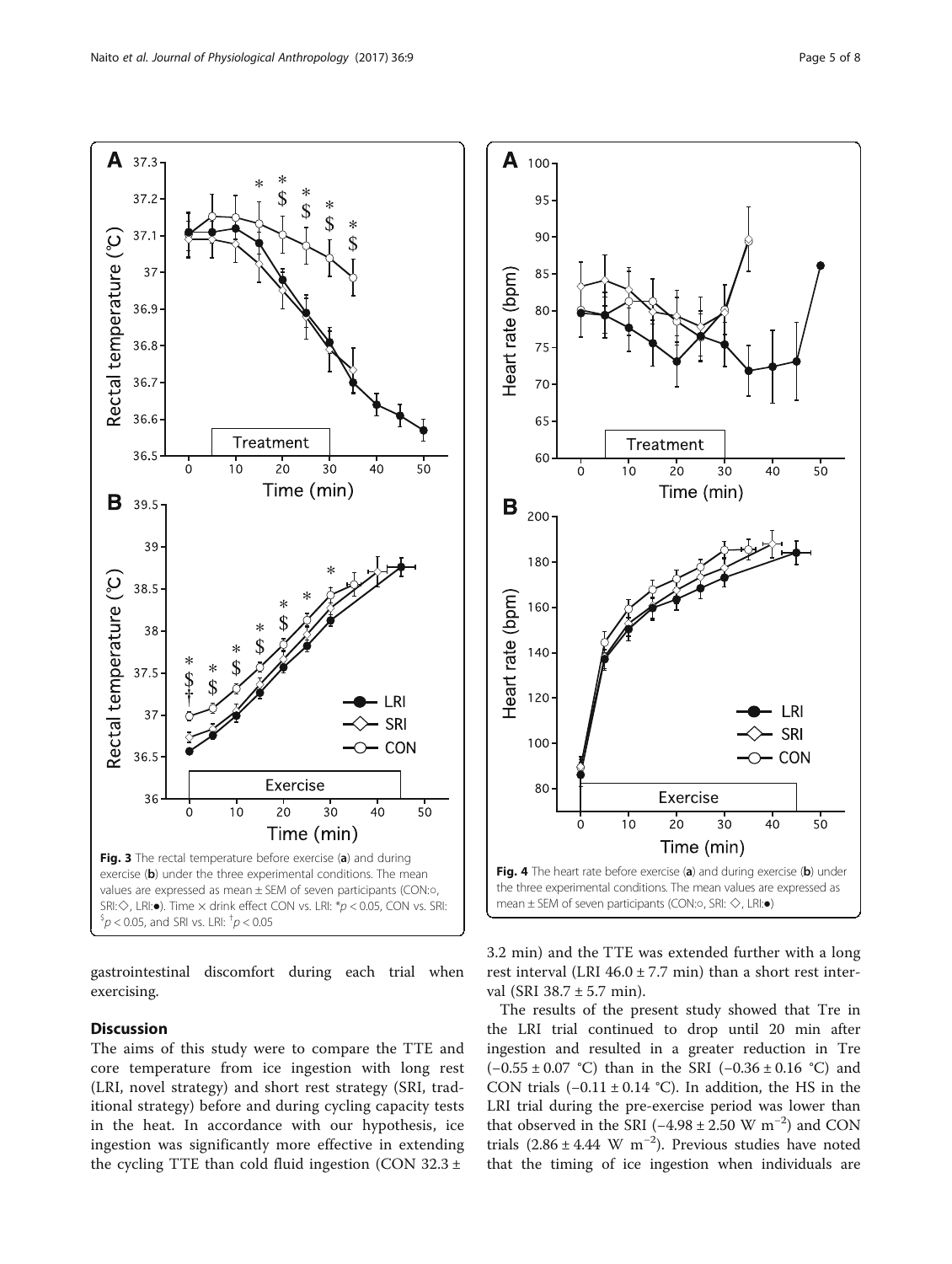Fig. 3 The rectal temperature before exercise (a) and during exercise (b) under the three experimental conditions. The mean values are expressed as mean ± SEM of seven participants (CON:○, SRI:◇, LRI:●). Time × drink effect CON vs. LRI: $^{*}p < 0.05$, CON vs. SRI: $^{\$}p < 0.05$, and SRI vs. LRI: $^{\dagger}p < 0.05$

Fig. 4 The heart rate before exercise (a) and during exercise (b) under the three experimental conditions. The mean values are expressed as mean ± SEM of seven participants (CON:○, SRI: ◇, LRI:●)

gastrointestinal discomfort during each trial when exercising.

## Discussion

The aims of this study were to compare the TTE and core temperature from ice ingestion with long rest (LRI, novel strategy) and short rest strategy (SRI, traditional strategy) before and during cycling capacity tests in the heat. In accordance with our hypothesis, ice ingestion was significantly more effective in extending the cycling TTE than cold fluid ingestion (CON 32.3 ± 3.2 min) and the TTE was extended further with a long rest interval (LRI 46.0 ± 7.7 min) than a short rest interval (SRI 38.7 ± 5.7 min).

The results of the present study showed that Tre in the LRI trial continued to drop until 20 min after ingestion and resulted in a greater reduction in Tre (−0.55 ± 0.07 °C) than in the SRI (−0.36 ± 0.16 °C) and CON trials (−0.11 ± 0.14 °C). In addition, the HS in the LRI trial during the pre-exercise period was lower than that observed in the SRI (−4.98 ± 2.50 W $m^{-2}$) and CON trials (2.86 ± 4.44 W $m^{-2}$). Previous studies have noted that the timing of ice ingestion when individuals are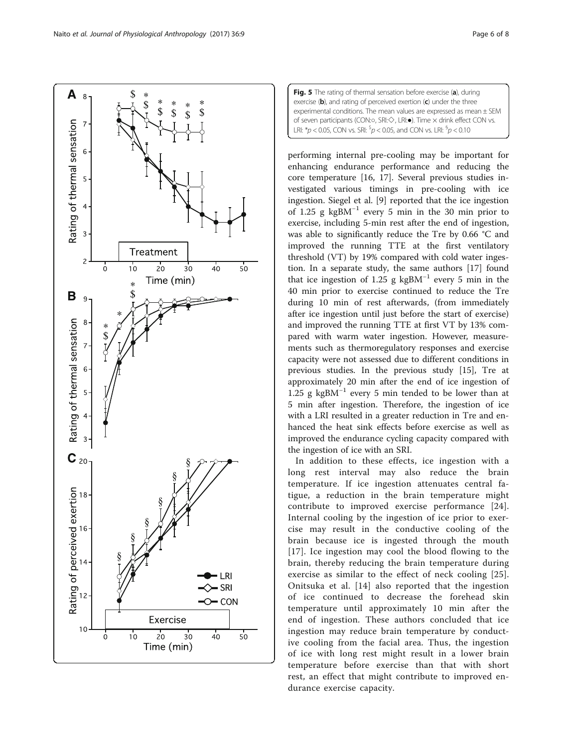**Fig. 5** The rating of thermal sensation before exercise (**a**), during exercise (**b**), and rating of perceived exertion (**c**) under the three experimental conditions. The mean values are expressed as mean ± SEM of seven participants (CON:○, SRI:◇, LRI:●). Time × drink effect CON vs. LRI: $*p < 0.05$, CON vs. SRI: $^{\$}p < 0.05$, and CON vs. LRI: $^{§}p < 0.10$

performing internal pre-cooling may be important for enhancing endurance performance and reducing the core temperature [16, 17]. Several previous studies investigated various timings in pre-cooling with ice ingestion. Siegel et al. [9] reported that the ice ingestion of 1.25 g $kgBM^{-1}$ every 5 min in the 30 min prior to exercise, including 5-min rest after the end of ingestion, was able to significantly reduce the Tre by 0.66 °C and improved the running TTE at the first ventilatory threshold (VT) by 19% compared with cold water ingestion. In a separate study, the same authors [17] found that ice ingestion of 1.25 g $kgBM^{-1}$ every 5 min in the 40 min prior to exercise continued to reduce the Tre during 10 min of rest afterwards, (from immediately after ice ingestion until just before the start of exercise) and improved the running TTE at first VT by 13% compared with warm water ingestion. However, measurements such as thermoregulatory responses and exercise capacity were not assessed due to different conditions in previous studies. In the previous study [15], Tre at approximately 20 min after the end of ice ingestion of 1.25 g $kgBM^{-1}$ every 5 min tended to be lower than at 5 min after ingestion. Therefore, the ingestion of ice with a LRI resulted in a greater reduction in Tre and enhanced the heat sink effects before exercise as well as improved the endurance cycling capacity compared with the ingestion of ice with an SRI.

In addition to these effects, ice ingestion with a long rest interval may also reduce the brain temperature. If ice ingestion attenuates central fatigue, a reduction in the brain temperature might contribute to improved exercise performance [24]. Internal cooling by the ingestion of ice prior to exercise may result in the conductive cooling of the brain because ice is ingested through the mouth [17]. Ice ingestion may cool the blood flowing to the brain, thereby reducing the brain temperature during exercise as similar to the effect of neck cooling [25]. Onitsuka et al. [14] also reported that the ingestion of ice continued to decrease the forehead skin temperature until approximately 10 min after the end of ingestion. These authors concluded that ice ingestion may reduce brain temperature by conductive cooling from the facial area. Thus, the ingestion of ice with long rest might result in a lower brain temperature before exercise than that with short rest, an effect that might contribute to improved endurance exercise capacity.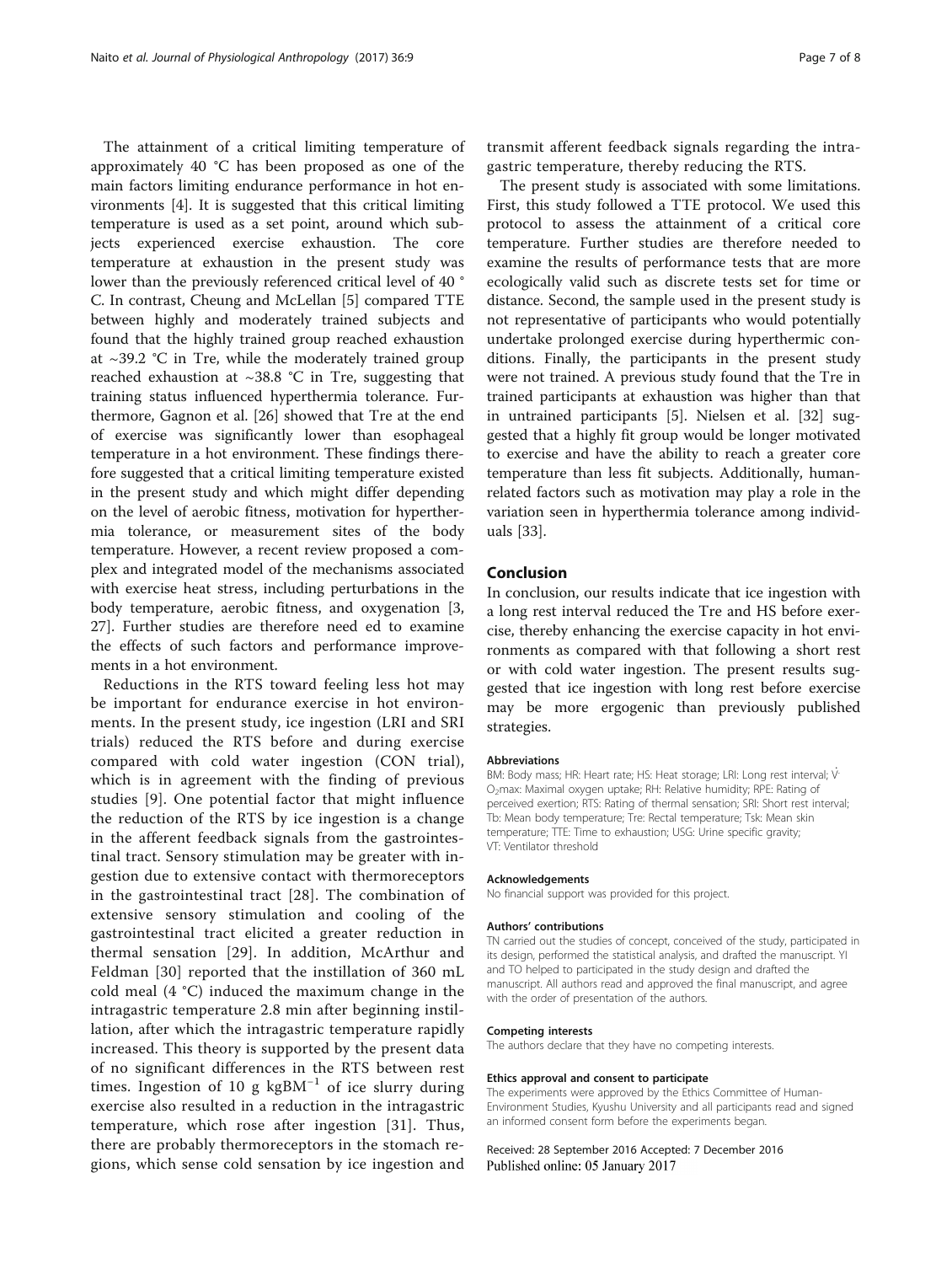The attainment of a critical limiting temperature of approximately 40 °C has been proposed as one of the main factors limiting endurance performance in hot environments [4]. It is suggested that this critical limiting temperature is used as a set point, around which subjects experienced exercise exhaustion. The core temperature at exhaustion in the present study was lower than the previously referenced critical level of 40 °C. In contrast, Cheung and McLellan [5] compared TTE between highly and moderately trained subjects and found that the highly trained group reached exhaustion at ~39.2 °C in Tre, while the moderately trained group reached exhaustion at ~38.8 °C in Tre, suggesting that training status influenced hyperthermia tolerance. Furthermore, Gagnon et al. [26] showed that Tre at the end of exercise was significantly lower than esophageal temperature in a hot environment. These findings therefore suggested that a critical limiting temperature existed in the present study and which might differ depending on the level of aerobic fitness, motivation for hyperthermia tolerance, or measurement sites of the body temperature. However, a recent review proposed a complex and integrated model of the mechanisms associated with exercise heat stress, including perturbations in the body temperature, aerobic fitness, and oxygenation [3, 27]. Further studies are therefore need ed to examine the effects of such factors and performance improvements in a hot environment.

Reductions in the RTS toward feeling less hot may be important for endurance exercise in hot environments. In the present study, ice ingestion (LRI and SRI trials) reduced the RTS before and during exercise compared with cold water ingestion (CON trial), which is in agreement with the finding of previous studies [9]. One potential factor that might influence the reduction of the RTS by ice ingestion is a change in the afferent feedback signals from the gastrointestinal tract. Sensory stimulation may be greater with ingestion due to extensive contact with thermoreceptors in the gastrointestinal tract [28]. The combination of extensive sensory stimulation and cooling of the gastrointestinal tract elicited a greater reduction in thermal sensation [29]. In addition, McArthur and Feldman [30] reported that the instillation of 360 mL cold meal (4 °C) induced the maximum change in the intragastric temperature 2.8 min after beginning instillation, after which the intragastric temperature rapidly increased. This theory is supported by the present data of no significant differences in the RTS between rest times. Ingestion of 10 g $kgBM^{-1}$ of ice slurry during exercise also resulted in a reduction in the intragastric temperature, which rose after ingestion [31]. Thus, there are probably thermoreceptors in the stomach regions, which sense cold sensation by ice ingestion and transmit afferent feedback signals regarding the intragastric temperature, thereby reducing the RTS.

The present study is associated with some limitations. First, this study followed a TTE protocol. We used this protocol to assess the attainment of a critical core temperature. Further studies are therefore needed to examine the results of performance tests that are more ecologically valid such as discrete tests set for time or distance. Second, the sample used in the present study is not representative of participants who would potentially undertake prolonged exercise during hyperthermic conditions. Finally, the participants in the present study were not trained. A previous study found that the Tre in trained participants at exhaustion was higher than that in untrained participants [5]. Nielsen et al. [32] suggested that a highly fit group would be longer motivated to exercise and have the ability to reach a greater core temperature than less fit subjects. Additionally, human-related factors such as motivation may play a role in the variation seen in hyperthermia tolerance among individuals [33].

## Conclusion

In conclusion, our results indicate that ice ingestion with a long rest interval reduced the Tre and HS before exercise, thereby enhancing the exercise capacity in hot environments as compared with that following a short rest or with cold water ingestion. The present results suggested that ice ingestion with long rest before exercise may be more ergogenic than previously published strategies.

#### Abbreviations

BM: Body mass; HR: Heart rate; HS: Heat storage; LRI: Long rest interval; $\dot{V}O_2max$: Maximal oxygen uptake; RH: Relative humidity; RPE: Rating of perceived exertion; RTS: Rating of thermal sensation; SRI: Short rest interval; Tb: Mean body temperature; Tre: Rectal temperature; Tsk: Mean skin temperature; TTE: Time to exhaustion; USG: Urine specific gravity; VT: Ventilator threshold

#### Acknowledgements

No financial support was provided for this project.

#### Authors' contributions

TN carried out the studies of concept, conceived of the study, participated in its design, performed the statistical analysis, and drafted the manuscript. YI and TO helped to participated in the study design and drafted the manuscript. All authors read and approved the final manuscript, and agree with the order of presentation of the authors.

#### Competing interests

The authors declare that they have no competing interests.

#### Ethics approval and consent to participate

The experiments were approved by the Ethics Committee of Human-Environment Studies, Kyushu University and all participants read and signed an informed consent form before the experiments began.

Received: 28 September 2016 Accepted: 7 December 2016
Published online: 05 January 2017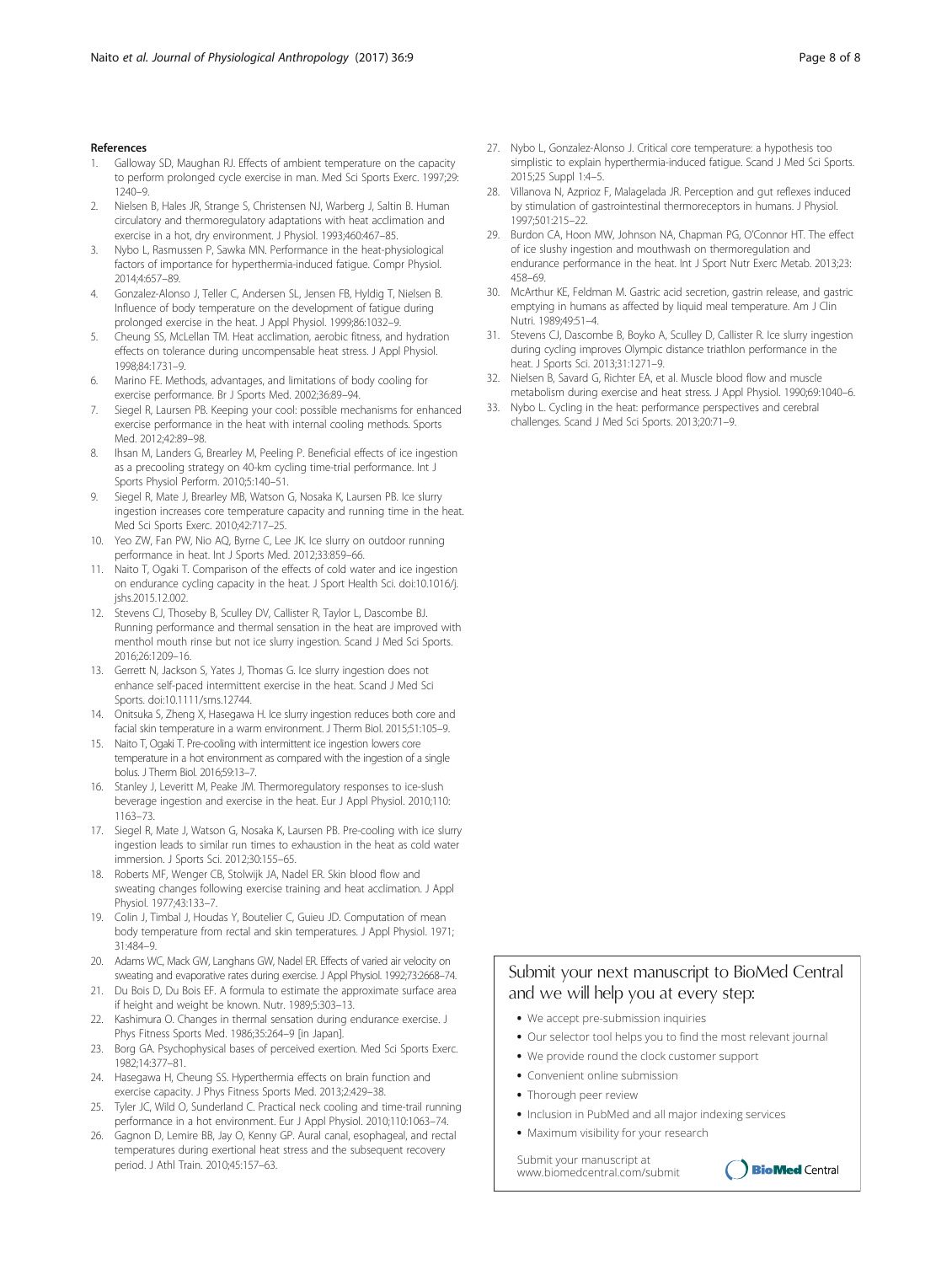## References

1. Galloway SD, Maughan RJ. Effects of ambient temperature on the capacity to perform prolonged cycle exercise in man. Med Sci Sports Exerc. 1997;29: 1240–9.
2. Nielsen B, Hales JR, Strange S, Christensen NJ, Warberg J, Saltin B. Human circulatory and thermoregulatory adaptations with heat acclimation and exercise in a hot, dry environment. J Physiol. 1993;460:467–85.
3. Nybo L, Rasmussen P, Sawka MN. Performance in the heat-physiological factors of importance for hyperthermia-induced fatigue. Compr Physiol. 2014;4:657–89.
4. Gonzalez-Alonso J, Teller C, Andersen SL, Jensen FB, Hyldig T, Nielsen B. Influence of body temperature on the development of fatigue during prolonged exercise in the heat. J Appl Physiol. 1999;86:1032–9.
5. Cheung SS, McLellan TM. Heat acclimation, aerobic fitness, and hydration effects on tolerance during uncompensable heat stress. J Appl Physiol. 1998;84:1731–9.
6. Marino FE. Methods, advantages, and limitations of body cooling for exercise performance. Br J Sports Med. 2002;36:89–94.
7. Siegel R, Laursen PB. Keeping your cool: possible mechanisms for enhanced exercise performance in the heat with internal cooling methods. Sports Med. 2012;42:89–98.
8. Ihsan M, Landers G, Brearley M, Peeling P. Beneficial effects of ice ingestion as a precooling strategy on 40-km cycling time-trial performance. Int J Sports Physiol Perform. 2010;5:140–51.
9. Siegel R, Mate J, Brearley MB, Watson G, Nosaka K, Laursen PB. Ice slurry ingestion increases core temperature capacity and running time in the heat. Med Sci Sports Exerc. 2010;42:717–25.
10. Yeo ZW, Fan PW, Nio AQ, Byrne C, Lee JK. Ice slurry on outdoor running performance in heat. Int J Sports Med. 2012;33:859–66.
11. Naito T, Ogaki T. Comparison of the effects of cold water and ice ingestion on endurance cycling capacity in the heat. J Sport Health Sci. doi:10.1016/j.jshs.2015.12.002.
12. Stevens CJ, Thoseby B, Sculley DV, Callister R, Taylor L, Dascombe BJ. Running performance and thermal sensation in the heat are improved with menthol mouth rinse but not ice slurry ingestion. Scand J Med Sci Sports. 2016;26:1209–16.
13. Gerrett N, Jackson S, Yates J, Thomas G. Ice slurry ingestion does not enhance self-paced intermittent exercise in the heat. Scand J Med Sci Sports. doi:10.1111/sms.12744.
14. Onitsuka S, Zheng X, Hasegawa H. Ice slurry ingestion reduces both core and facial skin temperature in a warm environment. J Therm Biol. 2015;51:105–9.
15. Naito T, Ogaki T. Pre-cooling with intermittent ice ingestion lowers core temperature in a hot environment as compared with the ingestion of a single bolus. J Therm Biol. 2016;59:13–7.
16. Stanley J, Leveritt M, Peake JM. Thermoregulatory responses to ice-slush beverage ingestion and exercise in the heat. Eur J Appl Physiol. 2010;110: 1163–73.
17. Siegel R, Mate J, Watson G, Nosaka K, Laursen PB. Pre-cooling with ice slurry ingestion leads to similar run times to exhaustion in the heat as cold water immersion. J Sports Sci. 2012;30:155–65.
18. Roberts MF, Wenger CB, Stolwijk JA, Nadel ER. Skin blood flow and sweating changes following exercise training and heat acclimation. J Appl Physiol. 1977;43:133–7.
19. Colin J, Timbal J, Houdas Y, Boutelier C, Guieu JD. Computation of mean body temperature from rectal and skin temperatures. J Appl Physiol. 1971; 31:484–9.
20. Adams WC, Mack GW, Langhans GW, Nadel ER. Effects of varied air velocity on sweating and evaporative rates during exercise. J Appl Physiol. 1992;73:2668–74.
21. Du Bois D, Du Bois EF. A formula to estimate the approximate surface area if height and weight be known. Nutr. 1989;5:303–13.
22. Kashimura O. Changes in thermal sensation during endurance exercise. J Phys Fitness Sports Med. 1986;35:264–9 [in Japan].
23. Borg GA. Psychophysical bases of perceived exertion. Med Sci Sports Exerc. 1982;14:377–81.
24. Hasegawa H, Cheung SS. Hyperthermia effects on brain function and exercise capacity. J Phys Fitness Sports Med. 2013;2:429–38.
25. Tyler JC, Wild O, Sunderland C. Practical neck cooling and time-trail running performance in a hot environment. Eur J Appl Physiol. 2010;110:1063–74.
26. Gagnon D, Lemire BB, Jay O, Kenny GP. Aural canal, esophageal, and rectal temperatures during exertional heat stress and the subsequent recovery period. J Athl Train. 2010;45:157–63.
27. Nybo L, Gonzalez-Alonso J. Critical core temperature: a hypothesis too simplistic to explain hyperthermia-induced fatigue. Scand J Med Sci Sports. 2015;25 Suppl 1:4–5.
28. Villanova N, Azprioz F, Malagelada JR. Perception and gut reflexes induced by stimulation of gastrointestinal thermoreceptors in humans. J Physiol. 1997;501:215–22.
29. Burdon CA, Hoon MW, Johnson NA, Chapman PG, O'Connor HT. The effect of ice slushy ingestion and mouthwash on thermoregulation and endurance performance in the heat. Int J Sport Nutr Exerc Metab. 2013;23: 458–69.
30. McArthur KE, Feldman M. Gastric acid secretion, gastrin release, and gastric emptying in humans as affected by liquid meal temperature. Am J Clin Nutri. 1989;49:51–4.
31. Stevens CJ, Dascombe B, Boyko A, Sculley D, Callister R. Ice slurry ingestion during cycling improves Olympic distance triathlon performance in the heat. J Sports Sci. 2013;31:1271–9.
32. Nielsen B, Savard G, Richter EA, et al. Muscle blood flow and muscle metabolism during exercise and heat stress. J Appl Physiol. 1990;69:1040–6.
33. Nybo L. Cycling in the heat: performance perspectives and cerebral challenges. Scand J Med Sci Sports. 2013;20:71–9.

Submit your next manuscript to BioMed Central and we will help you at every step:

- We accept pre-submission inquiries
- Our selector tool helps you to find the most relevant journal
- We provide round the clock customer support
- Convenient online submission
- Thorough peer review
- Inclusion in PubMed and all major indexing services
- Maximum visibility for your research

Submit your manuscript at
www.biomedcentral.com/submit

BioMed Central